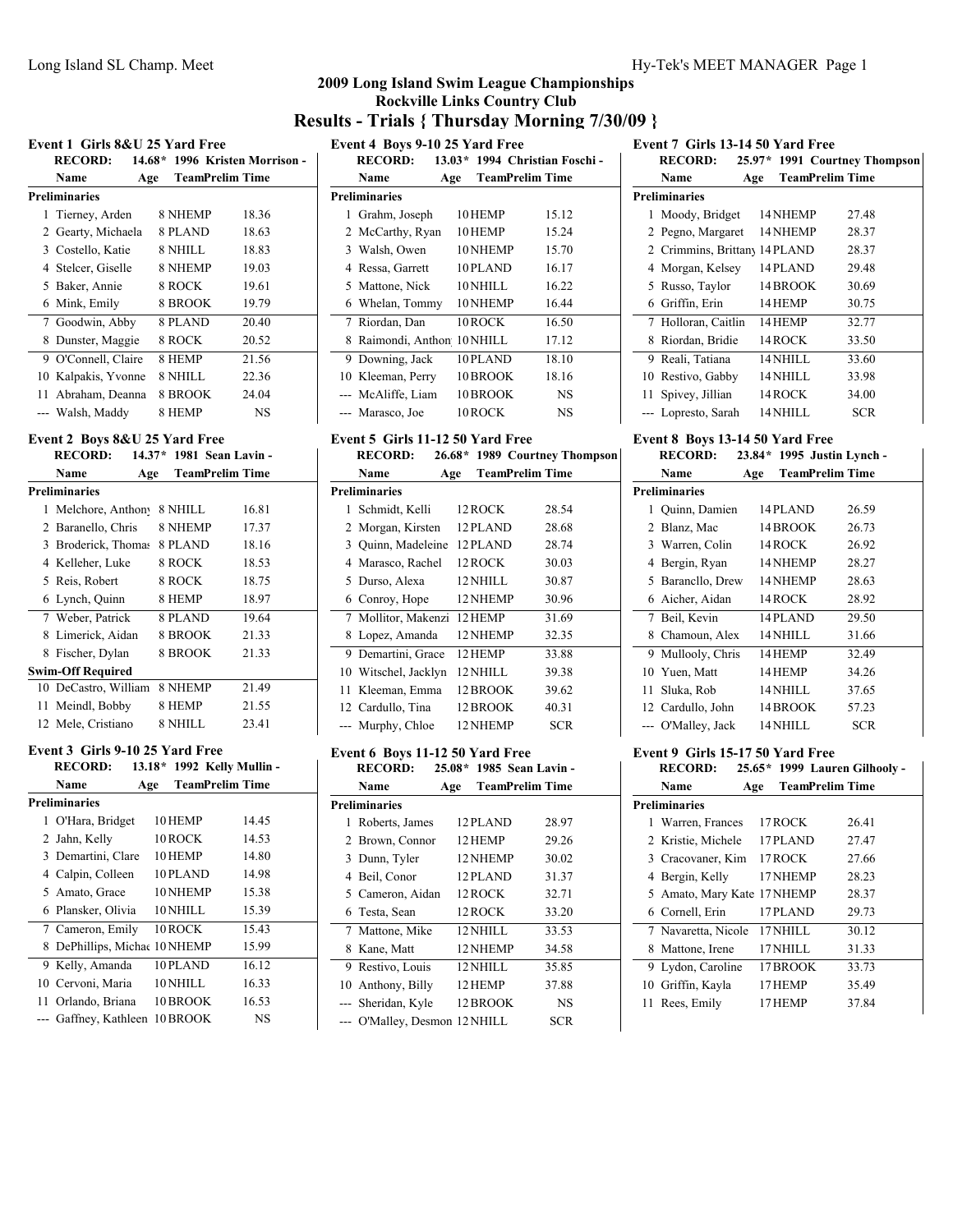# 2009 Long Island Swim League Championships

## Rockville Links Country Club

## Results - Trials { Thursday Morning 7/30/09 }

### Event 1 Girls 8&U 25 Yard Free

RECORD: 14.68* 1996 Kristen Morrison -

| | Name | Age | Team | Prelim Time |
|---|---|---|---|---|
| **Preliminaries** | | | | |
| 1 | Tierney, Arden | 8 | NHEMP | 18.36 |
| 2 | Gearty, Michaela | 8 | PLAND | 18.63 |
| 3 | Costello, Katie | 8 | NHILL | 18.83 |
| 4 | Stelcer, Giselle | 8 | NHEMP | 19.03 |
| 5 | Baker, Annie | 8 | ROCK | 19.61 |
| 6 | Mink, Emily | 8 | BROOK | 19.79 |
| 7 | Goodwin, Abby | 8 | PLAND | 20.40 |
| 8 | Dunster, Maggie | 8 | ROCK | 20.52 |
| 9 | O'Connell, Claire | 8 | HEMP | 21.56 |
| 10 | Kalpakis, Yvonne | 8 | NHILL | 22.36 |
| 11 | Abraham, Deanna | 8 | BROOK | 24.04 |
| --- | Walsh, Maddy | 8 | HEMP | NS |

### Event 2 Boys 8&U 25 Yard Free

RECORD: 14.37* 1981 Sean Lavin -

| | Name | Age | Team | Prelim Time |
|---|---|---|---|---|
| **Preliminaries** | | | | |
| 1 | Melchore, Anthony | 8 | NHILL | 16.81 |
| 2 | Baranello, Chris | 8 | NHEMP | 17.37 |
| 3 | Broderick, Thomas | 8 | PLAND | 18.16 |
| 4 | Kelleher, Luke | 8 | ROCK | 18.53 |
| 5 | Reis, Robert | 8 | ROCK | 18.75 |
| 6 | Lynch, Quinn | 8 | HEMP | 18.97 |
| 7 | Weber, Patrick | 8 | PLAND | 19.64 |
| 8 | Limerick, Aidan | 8 | BROOK | 21.33 |
| 8 | Fischer, Dylan | 8 | BROOK | 21.33 |
| **Swim-Off Required** | | | | |
| 10 | DeCastro, William | 8 | NHEMP | 21.49 |
| 11 | Meindl, Bobby | 8 | HEMP | 21.55 |
| 12 | Mele, Cristiano | 8 | NHILL | 23.41 |

### Event 3 Girls 9-10 25 Yard Free

RECORD: 13.18* 1992 Kelly Mullin -

| | Name | Age | Team | Prelim Time |
|---|---|---|---|---|
| **Preliminaries** | | | | |
| 1 | O'Hara, Bridget | 10 | HEMP | 14.45 |
| 2 | Jahn, Kelly | 10 | ROCK | 14.53 |
| 3 | Demartini, Clare | 10 | HEMP | 14.80 |
| 4 | Calpin, Colleen | 10 | PLAND | 14.98 |
| 5 | Amato, Grace | 10 | NHEMP | 15.38 |
| 6 | Plansker, Olivia | 10 | NHILL | 15.39 |
| 7 | Cameron, Emily | 10 | ROCK | 15.43 |
| 8 | DePhillips, Michae | 10 | NHEMP | 15.99 |
| 9 | Kelly, Amanda | 10 | PLAND | 16.12 |
| 10 | Cervoni, Maria | 10 | NHILL | 16.33 |
| 11 | Orlando, Briana | 10 | BROOK | 16.53 |
| --- | Gaffney, Kathleen | 10 | BROOK | NS |

### Event 4 Boys 9-10 25 Yard Free

RECORD: 13.03* 1994 Christian Foschi -

| | Name | Age | Team | Prelim Time |
|---|---|---|---|---|
| **Preliminaries** | | | | |
| 1 | Grahm, Joseph | 10 | HEMP | 15.12 |
| 2 | McCarthy, Ryan | 10 | HEMP | 15.24 |
| 3 | Walsh, Owen | 10 | NHEMP | 15.70 |
| 4 | Ressa, Garrett | 10 | PLAND | 16.17 |
| 5 | Mattone, Nick | 10 | NHILL | 16.22 |
| 6 | Whelan, Tommy | 10 | NHEMP | 16.44 |
| 7 | Riordan, Dan | 10 | ROCK | 16.50 |
| 8 | Raimondi, Anthon | 10 | NHILL | 17.12 |
| 9 | Downing, Jack | 10 | PLAND | 18.10 |
| 10 | Kleeman, Perry | 10 | BROOK | 18.16 |
| --- | McAliffe, Liam | 10 | BROOK | NS |
| --- | Marasco, Joe | 10 | ROCK | NS |

### Event 5 Girls 11-12 50 Yard Free

RECORD: 26.68* 1989 Courtney Thompson

| | Name | Age | Team | Prelim Time |
|---|---|---|---|---|
| **Preliminaries** | | | | |
| 1 | Schmidt, Kelli | 12 | ROCK | 28.54 |
| 2 | Morgan, Kirsten | 12 | PLAND | 28.68 |
| 3 | Quinn, Madeleine | 12 | PLAND | 28.74 |
| 4 | Marasco, Rachel | 12 | ROCK | 30.03 |
| 5 | Durso, Alexa | 12 | NHILL | 30.87 |
| 6 | Conroy, Hope | 12 | NHEMP | 30.96 |
| 7 | Mollitor, Makenzi | 12 | HEMP | 31.69 |
| 8 | Lopez, Amanda | 12 | NHEMP | 32.35 |
| 9 | Demartini, Grace | 12 | HEMP | 33.88 |
| 10 | Witschel, Jacklyn | 12 | NHILL | 39.38 |
| 11 | Kleeman, Emma | 12 | BROOK | 39.62 |
| 12 | Cardullo, Tina | 12 | BROOK | 40.31 |
| --- | Murphy, Chloe | 12 | NHEMP | SCR |

### Event 6 Boys 11-12 50 Yard Free

RECORD: 25.08* 1985 Sean Lavin -

| | Name | Age | Team | Prelim Time |
|---|---|---|---|---|
| **Preliminaries** | | | | |
| 1 | Roberts, James | 12 | PLAND | 28.97 |
| 2 | Brown, Connor | 12 | HEMP | 29.26 |
| 3 | Dunn, Tyler | 12 | NHEMP | 30.02 |
| 4 | Beil, Conor | 12 | PLAND | 31.37 |
| 5 | Cameron, Aidan | 12 | ROCK | 32.71 |
| 6 | Testa, Sean | 12 | ROCK | 33.20 |
| 7 | Mattone, Mike | 12 | NHILL | 33.53 |
| 8 | Kane, Matt | 12 | NHEMP | 34.58 |
| 9 | Restivo, Louis | 12 | NHILL | 35.85 |
| 10 | Anthony, Billy | 12 | HEMP | 37.88 |
| --- | Sheridan, Kyle | 12 | BROOK | NS |
| --- | O'Malley, Desmon | 12 | NHILL | SCR |

### Event 7 Girls 13-14 50 Yard Free

RECORD: 25.97* 1991 Courtney Thompson

| | Name | Age | Team | Prelim Time |
|---|---|---|---|---|
| **Preliminaries** | | | | |
| 1 | Moody, Bridget | 14 | NHEMP | 27.48 |
| 2 | Pegno, Margaret | 14 | NHEMP | 28.37 |
| 2 | Crimmins, Brittany | 14 | PLAND | 28.37 |
| 4 | Morgan, Kelsey | 14 | PLAND | 29.48 |
| 5 | Russo, Taylor | 14 | BROOK | 30.69 |
| 6 | Griffin, Erin | 14 | HEMP | 30.75 |
| 7 | Holloran, Caitlin | 14 | HEMP | 32.77 |
| 8 | Riordan, Bridie | 14 | ROCK | 33.50 |
| 9 | Reali, Tatiana | 14 | NHILL | 33.60 |
| 10 | Restivo, Gabby | 14 | NHILL | 33.98 |
| 11 | Spivey, Jillian | 14 | ROCK | 34.00 |
| --- | Lopresto, Sarah | 14 | NHILL | SCR |

### Event 8 Boys 13-14 50 Yard Free

RECORD: 23.84* 1995 Justin Lynch -

| | Name | Age | Team | Prelim Time |
|---|---|---|---|---|
| **Preliminaries** | | | | |
| 1 | Quinn, Damien | 14 | PLAND | 26.59 |
| 2 | Blanz, Mac | 14 | BROOK | 26.73 |
| 3 | Warren, Colin | 14 | ROCK | 26.92 |
| 4 | Bergin, Ryan | 14 | NHEMP | 28.27 |
| 5 | Barancllo, Drew | 14 | NHEMP | 28.63 |
| 6 | Aicher, Aidan | 14 | ROCK | 28.92 |
| 7 | Beil, Kevin | 14 | PLAND | 29.50 |
| 8 | Chamoun, Alex | 14 | NHILL | 31.66 |
| 9 | Mullooly, Chris | 14 | HEMP | 32.49 |
| 10 | Yuen, Matt | 14 | HEMP | 34.26 |
| 11 | Sluka, Rob | 14 | NHILL | 37.65 |
| 12 | Cardullo, John | 14 | BROOK | 57.23 |
| --- | O'Malley, Jack | 14 | NHILL | SCR |

### Event 9 Girls 15-17 50 Yard Free

RECORD: 25.65* 1999 Lauren Gilhooly -

| | Name | Age | Team | Prelim Time |
|---|---|---|---|---|
| **Preliminaries** | | | | |
| 1 | Warren, Frances | 17 | ROCK | 26.41 |
| 2 | Kristie, Michele | 17 | PLAND | 27.47 |
| 3 | Cracovaner, Kim | 17 | ROCK | 27.66 |
| 4 | Bergin, Kelly | 17 | NHEMP | 28.23 |
| 5 | Amato, Mary Kate | 17 | NHEMP | 28.37 |
| 6 | Cornell, Erin | 17 | PLAND | 29.73 |
| 7 | Navaretta, Nicole | 17 | NHILL | 30.12 |
| 8 | Mattone, Irene | 17 | NHILL | 31.33 |
| 9 | Lydon, Caroline | 17 | BROOK | 33.73 |
| 10 | Griffin, Kayla | 17 | HEMP | 35.49 |
| 11 | Rees, Emily | 17 | HEMP | 37.84 |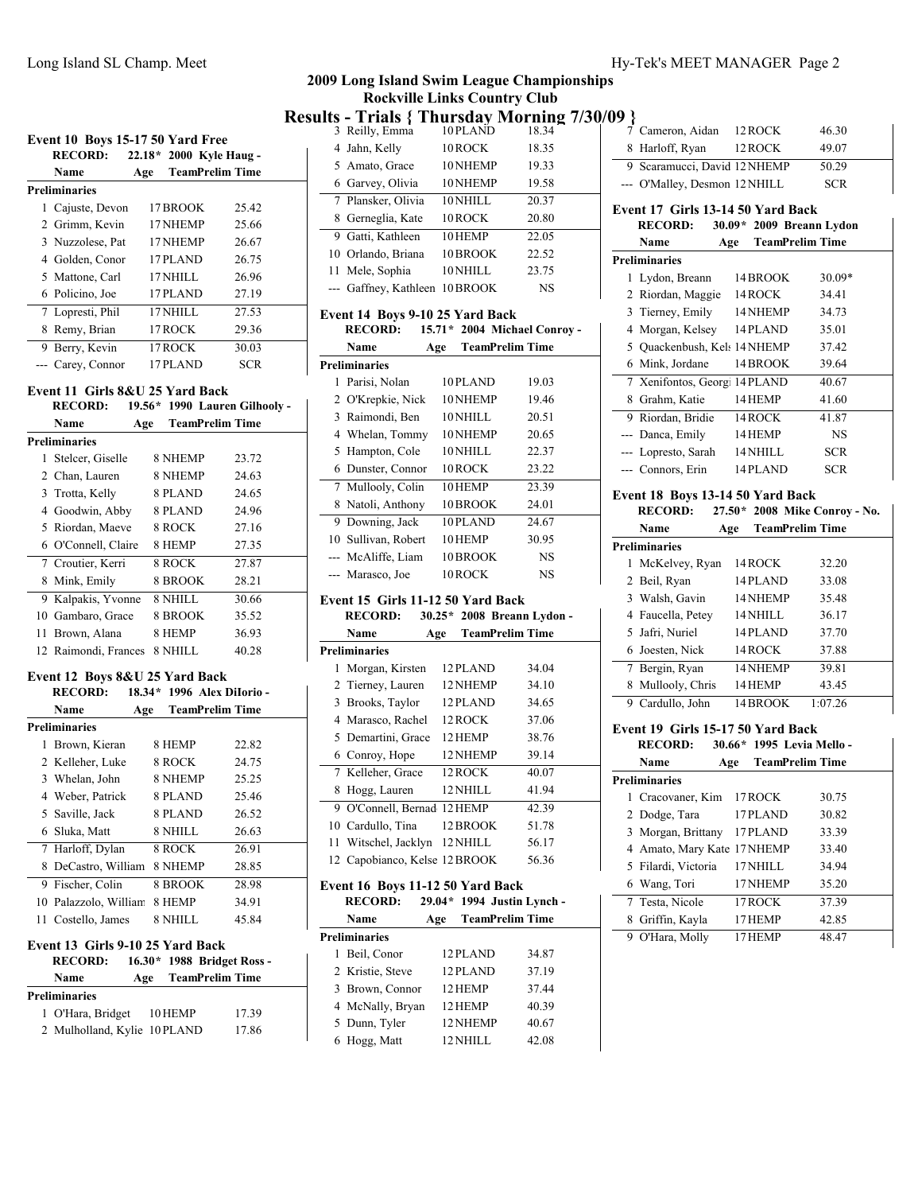# 2009 Long Island Swim League Championships

## Rockville Links Country Club

## Results - Trials { Thursday Morning 7/30/09 }

### Event 10 Boys 15-17 50 Yard Free

RECORD: 22.18* 2000 Kyle Haug -

| | Name | Age | Team | Prelim Time |
|---|---|---|---|---|
| **Preliminaries** | | | | |
| 1 | Cajuste, Devon | 17 | BROOK | 25.42 |
| 2 | Grimm, Kevin | 17 | NHEMP | 25.66 |
| 3 | Nuzzolese, Pat | 17 | NHEMP | 26.67 |
| 4 | Golden, Conor | 17 | PLAND | 26.75 |
| 5 | Mattone, Carl | 17 | NHILL | 26.96 |
| 6 | Policino, Joe | 17 | PLAND | 27.19 |
| 7 | Lopresti, Phil | 17 | NHILL | 27.53 |
| 8 | Remy, Brian | 17 | ROCK | 29.36 |
| 9 | Berry, Kevin | 17 | ROCK | 30.03 |
| --- | Carey, Connor | 17 | PLAND | SCR |

### Event 11 Girls 8&U 25 Yard Back

RECORD: 19.56* 1990 Lauren Gilhooly -

| | Name | Age | Team | Prelim Time |
|---|---|---|---|---|
| **Preliminaries** | | | | |
| 1 | Stelcer, Giselle | 8 | NHEMP | 23.72 |
| 2 | Chan, Lauren | 8 | NHEMP | 24.63 |
| 3 | Trotta, Kelly | 8 | PLAND | 24.65 |
| 4 | Goodwin, Abby | 8 | PLAND | 24.96 |
| 5 | Riordan, Maeve | 8 | ROCK | 27.16 |
| 6 | O'Connell, Claire | 8 | HEMP | 27.35 |
| 7 | Croutier, Kerri | 8 | ROCK | 27.87 |
| 8 | Mink, Emily | 8 | BROOK | 28.21 |
| 9 | Kalpakis, Yvonne | 8 | NHILL | 30.66 |
| 10 | Gambaro, Grace | 8 | BROOK | 35.52 |
| 11 | Brown, Alana | 8 | HEMP | 36.93 |
| 12 | Raimondi, Frances | 8 | NHILL | 40.28 |

### Event 12 Boys 8&U 25 Yard Back

RECORD: 18.34* 1996 Alex DiIorio -

| | Name | Age | Team | Prelim Time |
|---|---|---|---|---|
| **Preliminaries** | | | | |
| 1 | Brown, Kieran | 8 | HEMP | 22.82 |
| 2 | Kelleher, Luke | 8 | ROCK | 24.75 |
| 3 | Whelan, John | 8 | NHEMP | 25.25 |
| 4 | Weber, Patrick | 8 | PLAND | 25.46 |
| 5 | Saville, Jack | 8 | PLAND | 26.52 |
| 6 | Sluka, Matt | 8 | NHILL | 26.63 |
| 7 | Harloff, Dylan | 8 | ROCK | 26.91 |
| 8 | DeCastro, William | 8 | NHEMP | 28.85 |
| 9 | Fischer, Colin | 8 | BROOK | 28.98 |
| 10 | Palazzolo, William | 8 | HEMP | 34.91 |
| 11 | Costello, James | 8 | NHILL | 45.84 |

### Event 13 Girls 9-10 25 Yard Back

RECORD: 16.30* 1988 Bridget Ross -

| | Name | Age | Team | Prelim Time |
|---|---|---|---|---|
| **Preliminaries** | | | | |
| 1 | O'Hara, Bridget | 10 | HEMP | 17.39 |
| 2 | Mulholland, Kylie | 10 | PLAND | 17.86 |
| 3 | Reilly, Emma | 10 | PLAND | 18.34 |
| 4 | Jahn, Kelly | 10 | ROCK | 18.35 |
| 5 | Amato, Grace | 10 | NHEMP | 19.33 |
| 6 | Garvey, Olivia | 10 | NHEMP | 19.58 |
| 7 | Plansker, Olivia | 10 | NHILL | 20.37 |
| 8 | Gerneglia, Kate | 10 | ROCK | 20.80 |
| 9 | Gatti, Kathleen | 10 | HEMP | 22.05 |
| 10 | Orlando, Briana | 10 | BROOK | 22.52 |
| 11 | Mele, Sophia | 10 | NHILL | 23.75 |
| --- | Gaffney, Kathleen | 10 | BROOK | NS |

### Event 14 Boys 9-10 25 Yard Back

RECORD: 15.71* 2004 Michael Conroy -

| | Name | Age | Team | Prelim Time |
|---|---|---|---|---|
| **Preliminaries** | | | | |
| 1 | Parisi, Nolan | 10 | PLAND | 19.03 |
| 2 | O'Krepkie, Nick | 10 | NHEMP | 19.46 |
| 3 | Raimondi, Ben | 10 | NHILL | 20.51 |
| 4 | Whelan, Tommy | 10 | NHEMP | 20.65 |
| 5 | Hampton, Cole | 10 | NHILL | 22.37 |
| 6 | Dunster, Connor | 10 | ROCK | 23.22 |
| 7 | Mullooly, Colin | 10 | HEMP | 23.39 |
| 8 | Natoli, Anthony | 10 | BROOK | 24.01 |
| 9 | Downing, Jack | 10 | PLAND | 24.67 |
| 10 | Sullivan, Robert | 10 | HEMP | 30.95 |
| --- | McAliffe, Liam | 10 | BROOK | NS |
| --- | Marasco, Joe | 10 | ROCK | NS |

### Event 15 Girls 11-12 50 Yard Back

RECORD: 30.25* 2008 Breann Lydon -

| | Name | Age | Team | Prelim Time |
|---|---|---|---|---|
| **Preliminaries** | | | | |
| 1 | Morgan, Kirsten | 12 | PLAND | 34.04 |
| 2 | Tierney, Lauren | 12 | NHEMP | 34.10 |
| 3 | Brooks, Taylor | 12 | PLAND | 34.65 |
| 4 | Marasco, Rachel | 12 | ROCK | 37.06 |
| 5 | Demartini, Grace | 12 | HEMP | 38.76 |
| 6 | Conroy, Hope | 12 | NHEMP | 39.14 |
| 7 | Kelleher, Grace | 12 | ROCK | 40.07 |
| 8 | Hogg, Lauren | 12 | NHILL | 41.94 |
| 9 | O'Connell, Bernad | 12 | HEMP | 42.39 |
| 10 | Cardullo, Tina | 12 | BROOK | 51.78 |
| 11 | Witschel, Jacklyn | 12 | NHILL | 56.17 |
| 12 | Capobianco, Kelse | 12 | BROOK | 56.36 |

### Event 16 Boys 11-12 50 Yard Back

RECORD: 29.04* 1994 Justin Lynch -

| | Name | Age | Team | Prelim Time |
|---|---|---|---|---|
| **Preliminaries** | | | | |
| 1 | Beil, Conor | 12 | PLAND | 34.87 |
| 2 | Kristie, Steve | 12 | PLAND | 37.19 |
| 3 | Brown, Connor | 12 | HEMP | 37.44 |
| 4 | McNally, Bryan | 12 | HEMP | 40.39 |
| 5 | Dunn, Tyler | 12 | NHEMP | 40.67 |
| 6 | Hogg, Matt | 12 | NHILL | 42.08 |
| 7 | Cameron, Aidan | 12 | ROCK | 46.30 |
| 8 | Harloff, Ryan | 12 | ROCK | 49.07 |
| 9 | Scaramucci, David | 12 | NHEMP | 50.29 |
| --- | O'Malley, Desmon | 12 | NHILL | SCR |

### Event 17 Girls 13-14 50 Yard Back

RECORD: 30.09* 2009 Breann Lydon

| | Name | Age | Team | Prelim Time |
|---|---|---|---|---|
| **Preliminaries** | | | | |
| 1 | Lydon, Breann | 14 | BROOK | 30.09* |
| 2 | Riordan, Maggie | 14 | ROCK | 34.41 |
| 3 | Tierney, Emily | 14 | NHEMP | 34.73 |
| 4 | Morgan, Kelsey | 14 | PLAND | 35.01 |
| 5 | Quackenbush, Kel | 14 | NHEMP | 37.42 |
| 6 | Mink, Jordane | 14 | BROOK | 39.64 |
| 7 | Xenifontos, Georg | 14 | PLAND | 40.67 |
| 8 | Grahm, Katie | 14 | HEMP | 41.60 |
| 9 | Riordan, Bridie | 14 | ROCK | 41.87 |
| --- | Danca, Emily | 14 | HEMP | NS |
| --- | Lopresto, Sarah | 14 | NHILL | SCR |
| --- | Connors, Erin | 14 | PLAND | SCR |

### Event 18 Boys 13-14 50 Yard Back

RECORD: 27.50* 2008 Mike Conroy - No.

| | Name | Age | Team | Prelim Time |
|---|---|---|---|---|
| **Preliminaries** | | | | |
| 1 | McKelvey, Ryan | 14 | ROCK | 32.20 |
| 2 | Beil, Ryan | 14 | PLAND | 33.08 |
| 3 | Walsh, Gavin | 14 | NHEMP | 35.48 |
| 4 | Faucella, Petey | 14 | NHILL | 36.17 |
| 5 | Jafri, Nuriel | 14 | PLAND | 37.70 |
| 6 | Joesten, Nick | 14 | ROCK | 37.88 |
| 7 | Bergin, Ryan | 14 | NHEMP | 39.81 |
| 8 | Mullooly, Chris | 14 | HEMP | 43.45 |
| 9 | Cardullo, John | 14 | BROOK | 1:07.26 |

### Event 19 Girls 15-17 50 Yard Back

RECORD: 30.66* 1995 Levia Mello -

| | Name | Age | Team | Prelim Time |
|---|---|---|---|---|
| **Preliminaries** | | | | |
| 1 | Cracovaner, Kim | 17 | ROCK | 30.75 |
| 2 | Dodge, Tara | 17 | PLAND | 30.82 |
| 3 | Morgan, Brittany | 17 | PLAND | 33.39 |
| 4 | Amato, Mary Kate | 17 | NHEMP | 33.40 |
| 5 | Filardi, Victoria | 17 | NHILL | 34.94 |
| 6 | Wang, Tori | 17 | NHEMP | 35.20 |
| 7 | Testa, Nicole | 17 | ROCK | 37.39 |
| 8 | Griffin, Kayla | 17 | HEMP | 42.85 |
| 9 | O'Hara, Molly | 17 | HEMP | 48.47 |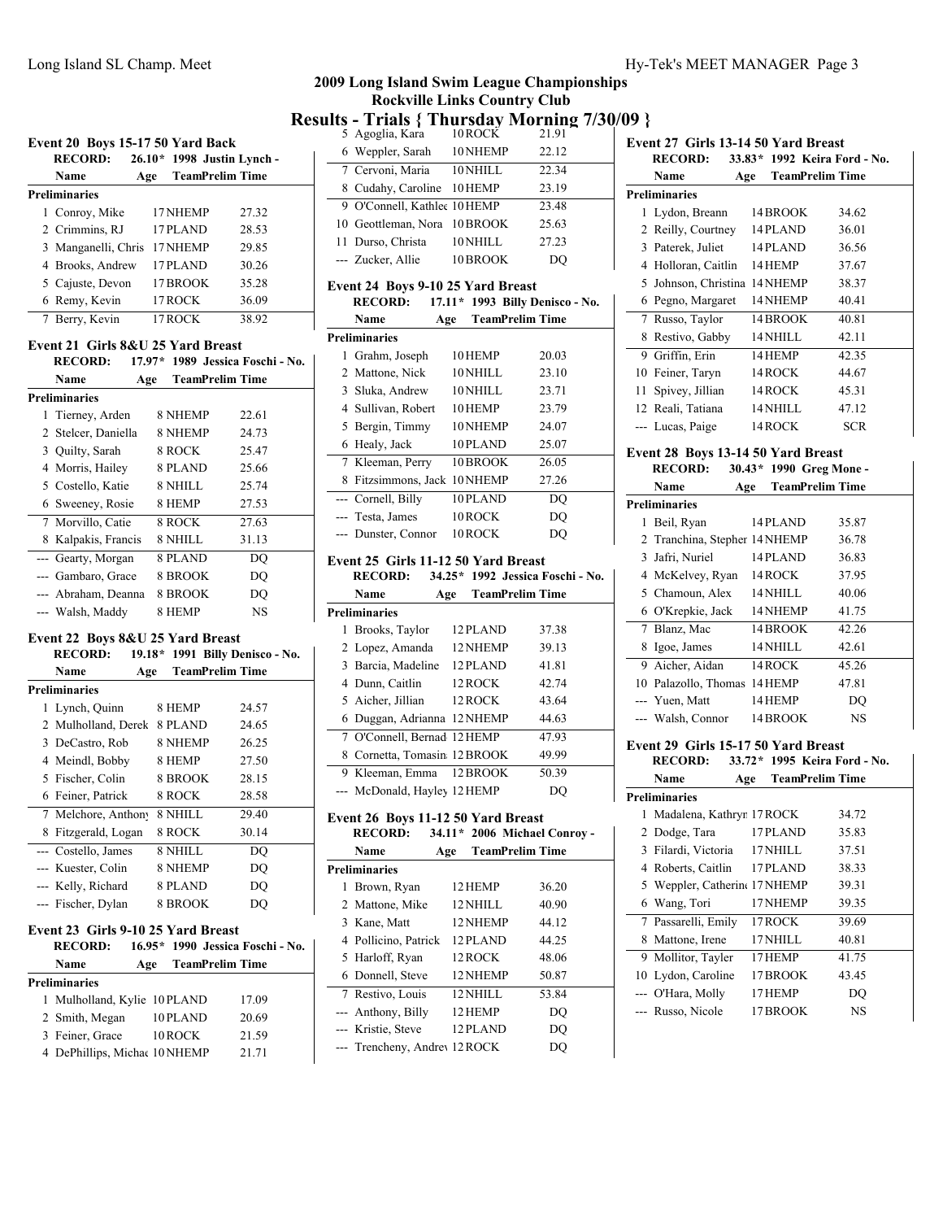## 2009 Long Island Swim League Championships
## Rockville Links Country Club
## Results - Trials { Thursday Morning 7/30/09 }

### Event 20 Boys 15-17 50 Yard Back

RECORD: 26.10* 1998 Justin Lynch -

| | Name | Age | Team | Prelim Time |
|---|---|---|---|---|
| **Preliminaries** | | | | |
| 1 | Conroy, Mike | 17 | NHEMP | 27.32 |
| 2 | Crimmins, RJ | 17 | PLAND | 28.53 |
| 3 | Manganelli, Chris | 17 | NHEMP | 29.85 |
| 4 | Brooks, Andrew | 17 | PLAND | 30.26 |
| 5 | Cajuste, Devon | 17 | BROOK | 35.28 |
| 6 | Remy, Kevin | 17 | ROCK | 36.09 |
| 7 | Berry, Kevin | 17 | ROCK | 38.92 |

### Event 21 Girls 8&U 25 Yard Breast

RECORD: 17.97* 1989 Jessica Foschi - No.

| | Name | Age | Team | Prelim Time |
|---|---|---|---|---|
| **Preliminaries** | | | | |
| 1 | Tierney, Arden | 8 | NHEMP | 22.61 |
| 2 | Stelcer, Daniella | 8 | NHEMP | 24.73 |
| 3 | Quilty, Sarah | 8 | ROCK | 25.47 |
| 4 | Morris, Hailey | 8 | PLAND | 25.66 |
| 5 | Costello, Katie | 8 | NHILL | 25.74 |
| 6 | Sweeney, Rosie | 8 | HEMP | 27.53 |
| 7 | Morvillo, Catie | 8 | ROCK | 27.63 |
| 8 | Kalpakis, Francis | 8 | NHILL | 31.13 |
| --- | Gearty, Morgan | 8 | PLAND | DQ |
| --- | Gambaro, Grace | 8 | BROOK | DQ |
| --- | Abraham, Deanna | 8 | BROOK | DQ |
| --- | Walsh, Maddy | 8 | HEMP | NS |

### Event 22 Boys 8&U 25 Yard Breast

RECORD: 19.18* 1991 Billy Denisco - No.

| | Name | Age | Team | Prelim Time |
|---|---|---|---|---|
| **Preliminaries** | | | | |
| 1 | Lynch, Quinn | 8 | HEMP | 24.57 |
| 2 | Mulholland, Derek | 8 | PLAND | 24.65 |
| 3 | DeCastro, Rob | 8 | NHEMP | 26.25 |
| 4 | Meindl, Bobby | 8 | HEMP | 27.50 |
| 5 | Fischer, Colin | 8 | BROOK | 28.15 |
| 6 | Feiner, Patrick | 8 | ROCK | 28.58 |
| 7 | Melchore, Anthony | 8 | NHILL | 29.40 |
| 8 | Fitzgerald, Logan | 8 | ROCK | 30.14 |
| --- | Costello, James | 8 | NHILL | DQ |
| --- | Kuester, Colin | 8 | NHEMP | DQ |
| --- | Kelly, Richard | 8 | PLAND | DQ |
| --- | Fischer, Dylan | 8 | BROOK | DQ |

### Event 23 Girls 9-10 25 Yard Breast

RECORD: 16.95* 1990 Jessica Foschi - No.

| | Name | Age | Team | Prelim Time |
|---|---|---|---|---|
| **Preliminaries** | | | | |
| 1 | Mulholland, Kylie | 10 | PLAND | 17.09 |
| 2 | Smith, Megan | 10 | PLAND | 20.69 |
| 3 | Feiner, Grace | 10 | ROCK | 21.59 |
| 4 | DePhillips, Michae | 10 | NHEMP | 21.71 |
| 5 | Agoglia, Kara | 10 | ROCK | 21.91 |
| 6 | Weppler, Sarah | 10 | NHEMP | 22.12 |
| 7 | Cervoni, Maria | 10 | NHILL | 22.34 |
| 8 | Cudahy, Caroline | 10 | HEMP | 23.19 |
| 9 | O'Connell, Kathlee | 10 | HEMP | 23.48 |
| 10 | Geottleman, Nora | 10 | BROOK | 25.63 |
| 11 | Durso, Christa | 10 | NHILL | 27.23 |
| --- | Zucker, Allie | 10 | BROOK | DQ |

### Event 24 Boys 9-10 25 Yard Breast

RECORD: 17.11* 1993 Billy Denisco - No.

| | Name | Age | Team | Prelim Time |
|---|---|---|---|---|
| **Preliminaries** | | | | |
| 1 | Grahm, Joseph | 10 | HEMP | 20.03 |
| 2 | Mattone, Nick | 10 | NHILL | 23.10 |
| 3 | Sluka, Andrew | 10 | NHILL | 23.71 |
| 4 | Sullivan, Robert | 10 | HEMP | 23.79 |
| 5 | Bergin, Timmy | 10 | NHEMP | 24.07 |
| 6 | Healy, Jack | 10 | PLAND | 25.07 |
| 7 | Kleeman, Perry | 10 | BROOK | 26.05 |
| 8 | Fitzsimmons, Jack | 10 | NHEMP | 27.26 |
| --- | Cornell, Billy | 10 | PLAND | DQ |
| --- | Testa, James | 10 | ROCK | DQ |
| --- | Dunster, Connor | 10 | ROCK | DQ |

### Event 25 Girls 11-12 50 Yard Breast

RECORD: 34.25* 1992 Jessica Foschi - No.

| | Name | Age | Team | Prelim Time |
|---|---|---|---|---|
| **Preliminaries** | | | | |
| 1 | Brooks, Taylor | 12 | PLAND | 37.38 |
| 2 | Lopez, Amanda | 12 | NHEMP | 39.13 |
| 3 | Barcia, Madeline | 12 | PLAND | 41.81 |
| 4 | Dunn, Caitlin | 12 | ROCK | 42.74 |
| 5 | Aicher, Jillian | 12 | ROCK | 43.64 |
| 6 | Duggan, Adrianna | 12 | NHEMP | 44.63 |
| 7 | O'Connell, Bernad | 12 | HEMP | 47.93 |
| 8 | Cornetta, Tomasin | 12 | BROOK | 49.99 |
| 9 | Kleeman, Emma | 12 | BROOK | 50.39 |
| --- | McDonald, Hayley | 12 | HEMP | DQ |

### Event 26 Boys 11-12 50 Yard Breast

RECORD: 34.11* 2006 Michael Conroy -

| | Name | Age | Team | Prelim Time |
|---|---|---|---|---|
| **Preliminaries** | | | | |
| 1 | Brown, Ryan | 12 | HEMP | 36.20 |
| 2 | Mattone, Mike | 12 | NHILL | 40.90 |
| 3 | Kane, Matt | 12 | NHEMP | 44.12 |
| 4 | Pollicino, Patrick | 12 | PLAND | 44.25 |
| 5 | Harloff, Ryan | 12 | ROCK | 48.06 |
| 6 | Donnell, Steve | 12 | NHEMP | 50.87 |
| 7 | Restivo, Louis | 12 | NHILL | 53.84 |
| --- | Anthony, Billy | 12 | HEMP | DQ |
| --- | Kristie, Steve | 12 | PLAND | DQ |
| --- | Trencheny, Andrev | 12 | ROCK | DQ |

### Event 27 Girls 13-14 50 Yard Breast

RECORD: 33.83* 1992 Keira Ford - No.

| | Name | Age | Team | Prelim Time |
|---|---|---|---|---|
| **Preliminaries** | | | | |
| 1 | Lydon, Breann | 14 | BROOK | 34.62 |
| 2 | Reilly, Courtney | 14 | PLAND | 36.01 |
| 3 | Paterek, Juliet | 14 | PLAND | 36.56 |
| 4 | Holloran, Caitlin | 14 | HEMP | 37.67 |
| 5 | Johnson, Christina | 14 | NHEMP | 38.37 |
| 6 | Pegno, Margaret | 14 | NHEMP | 40.41 |
| 7 | Russo, Taylor | 14 | BROOK | 40.81 |
| 8 | Restivo, Gabby | 14 | NHILL | 42.11 |
| 9 | Griffin, Erin | 14 | HEMP | 42.35 |
| 10 | Feiner, Taryn | 14 | ROCK | 44.67 |
| 11 | Spivey, Jillian | 14 | ROCK | 45.31 |
| 12 | Reali, Tatiana | 14 | NHILL | 47.12 |
| --- | Lucas, Paige | 14 | ROCK | SCR |

### Event 28 Boys 13-14 50 Yard Breast

RECORD: 30.43* 1990 Greg Mone -

| | Name | Age | Team | Prelim Time |
|---|---|---|---|---|
| **Preliminaries** | | | | |
| 1 | Beil, Ryan | 14 | PLAND | 35.87 |
| 2 | Tranchina, Stepher | 14 | NHEMP | 36.78 |
| 3 | Jafri, Nuriel | 14 | PLAND | 36.83 |
| 4 | McKelvey, Ryan | 14 | ROCK | 37.95 |
| 5 | Chamoun, Alex | 14 | NHILL | 40.06 |
| 6 | O'Krepkie, Jack | 14 | NHEMP | 41.75 |
| 7 | Blanz, Mac | 14 | BROOK | 42.26 |
| 8 | Igoe, James | 14 | NHILL | 42.61 |
| 9 | Aicher, Aidan | 14 | ROCK | 45.26 |
| 10 | Palazollo, Thomas | 14 | HEMP | 47.81 |
| --- | Yuen, Matt | 14 | HEMP | DQ |
| --- | Walsh, Connor | 14 | BROOK | NS |

### Event 29 Girls 15-17 50 Yard Breast

RECORD: 33.72* 1995 Keira Ford - No.

| | Name | Age | Team | Prelim Time |
|---|---|---|---|---|
| **Preliminaries** | | | | |
| 1 | Madalena, Kathryn | 17 | ROCK | 34.72 |
| 2 | Dodge, Tara | 17 | PLAND | 35.83 |
| 3 | Filardi, Victoria | 17 | NHILL | 37.51 |
| 4 | Roberts, Caitlin | 17 | PLAND | 38.33 |
| 5 | Weppler, Catherine | 17 | NHEMP | 39.31 |
| 6 | Wang, Tori | 17 | NHEMP | 39.35 |
| 7 | Passarelli, Emily | 17 | ROCK | 39.69 |
| 8 | Mattone, Irene | 17 | NHILL | 40.81 |
| 9 | Mollitor, Tayler | 17 | HEMP | 41.75 |
| 10 | Lydon, Caroline | 17 | BROOK | 43.45 |
| --- | O'Hara, Molly | 17 | HEMP | DQ |
| --- | Russo, Nicole | 17 | BROOK | NS |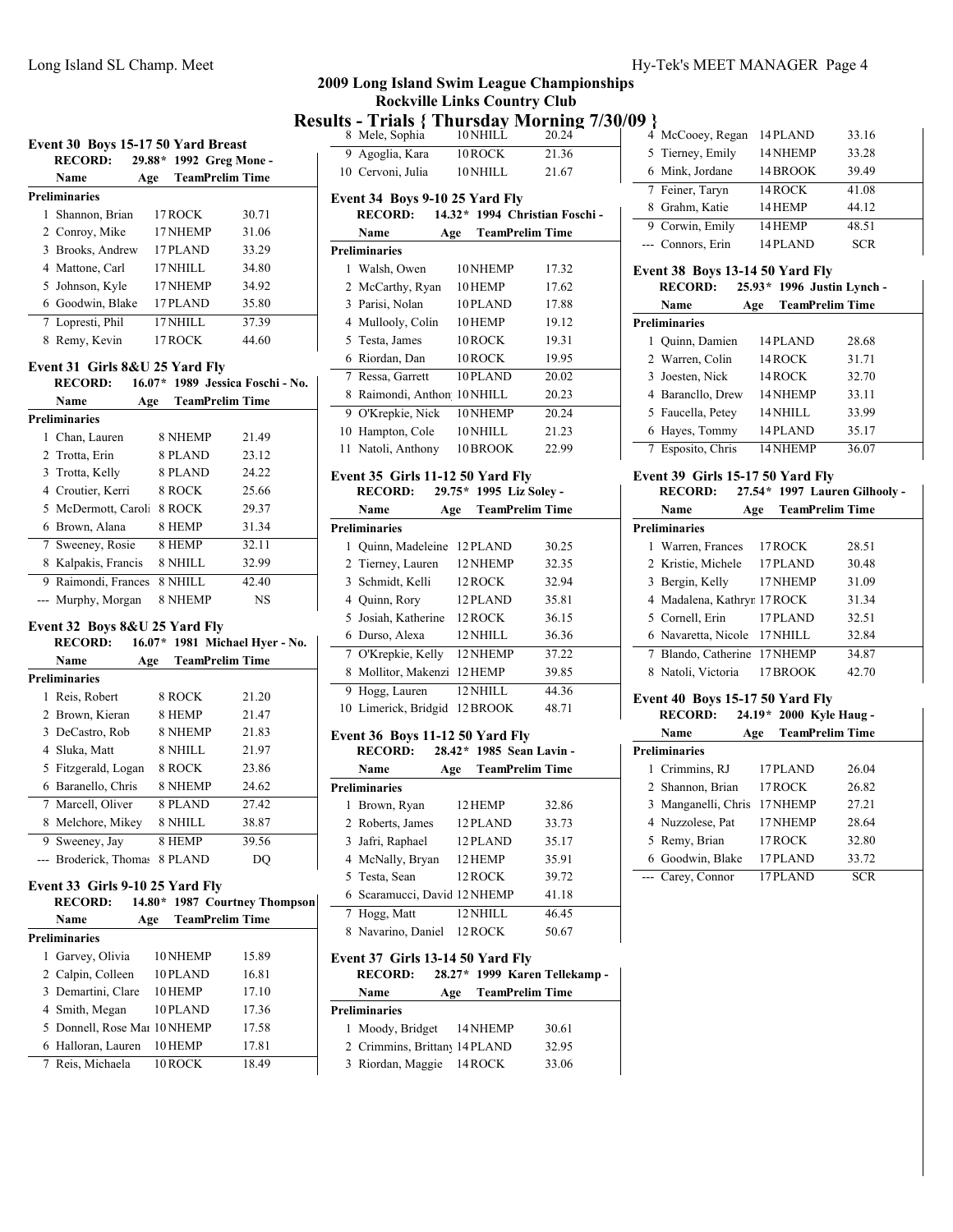## 2009 Long Island Swim League Championships
## Rockville Links Country Club
## Results - Trials { Thursday Morning 7/30/09 }

### Event 30 Boys 15-17 50 Yard Breast

RECORD: 29.88* 1992 Greg Mone -

| | Name | Age | Team | Prelim Time |
|---|---|---|---|---|
| **Preliminaries** | | | | |
| 1 | Shannon, Brian | 17 | ROCK | 30.71 |
| 2 | Conroy, Mike | 17 | NHEMP | 31.06 |
| 3 | Brooks, Andrew | 17 | PLAND | 33.29 |
| 4 | Mattone, Carl | 17 | NHILL | 34.80 |
| 5 | Johnson, Kyle | 17 | NHEMP | 34.92 |
| 6 | Goodwin, Blake | 17 | PLAND | 35.80 |
| 7 | Lopresti, Phil | 17 | NHILL | 37.39 |
| 8 | Remy, Kevin | 17 | ROCK | 44.60 |

### Event 31 Girls 8&U 25 Yard Fly

RECORD: 16.07* 1989 Jessica Foschi - No.

| | Name | Age | Team | Prelim Time |
|---|---|---|---|---|
| **Preliminaries** | | | | |
| 1 | Chan, Lauren | 8 | NHEMP | 21.49 |
| 2 | Trotta, Erin | 8 | PLAND | 23.12 |
| 3 | Trotta, Kelly | 8 | PLAND | 24.22 |
| 4 | Croutier, Kerri | 8 | ROCK | 25.66 |
| 5 | McDermott, Caroli | 8 | ROCK | 29.37 |
| 6 | Brown, Alana | 8 | HEMP | 31.34 |
| 7 | Sweeney, Rosie | 8 | HEMP | 32.11 |
| 8 | Kalpakis, Francis | 8 | NHILL | 32.99 |
| 9 | Raimondi, Frances | 8 | NHILL | 42.40 |
| --- | Murphy, Morgan | 8 | NHEMP | NS |

### Event 32 Boys 8&U 25 Yard Fly

RECORD: 16.07* 1981 Michael Hyer - No.

| | Name | Age | Team | Prelim Time |
|---|---|---|---|---|
| **Preliminaries** | | | | |
| 1 | Reis, Robert | 8 | ROCK | 21.20 |
| 2 | Brown, Kieran | 8 | HEMP | 21.47 |
| 3 | DeCastro, Rob | 8 | NHEMP | 21.83 |
| 4 | Sluka, Matt | 8 | NHILL | 21.97 |
| 5 | Fitzgerald, Logan | 8 | ROCK | 23.86 |
| 6 | Baranello, Chris | 8 | NHEMP | 24.62 |
| 7 | Marcell, Oliver | 8 | PLAND | 27.42 |
| 8 | Melchore, Mikey | 8 | NHILL | 38.87 |
| 9 | Sweeney, Jay | 8 | HEMP | 39.56 |
| --- | Broderick, Thomas | 8 | PLAND | DQ |

### Event 33 Girls 9-10 25 Yard Fly

RECORD: 14.80* 1987 Courtney Thompson

| | Name | Age | Team | Prelim Time |
|---|---|---|---|---|
| **Preliminaries** | | | | |
| 1 | Garvey, Olivia | 10 | NHEMP | 15.89 |
| 2 | Calpin, Colleen | 10 | PLAND | 16.81 |
| 3 | Demartini, Clare | 10 | HEMP | 17.10 |
| 4 | Smith, Megan | 10 | PLAND | 17.36 |
| 5 | Donnell, Rose Mar | 10 | NHEMP | 17.58 |
| 6 | Halloran, Lauren | 10 | HEMP | 17.81 |
| 7 | Reis, Michaela | 10 | ROCK | 18.49 |
| 8 | Mele, Sophia | 10 | NHILL | 20.24 |
| 9 | Agoglia, Kara | 10 | ROCK | 21.36 |
| 10 | Cervoni, Julia | 10 | NHILL | 21.67 |

### Event 34 Boys 9-10 25 Yard Fly

RECORD: 14.32* 1994 Christian Foschi -

| | Name | Age | Team | Prelim Time |
|---|---|---|---|---|
| **Preliminaries** | | | | |
| 1 | Walsh, Owen | 10 | NHEMP | 17.32 |
| 2 | McCarthy, Ryan | 10 | HEMP | 17.62 |
| 3 | Parisi, Nolan | 10 | PLAND | 17.88 |
| 4 | Mullooly, Colin | 10 | HEMP | 19.12 |
| 5 | Testa, James | 10 | ROCK | 19.31 |
| 6 | Riordan, Dan | 10 | ROCK | 19.95 |
| 7 | Ressa, Garrett | 10 | PLAND | 20.02 |
| 8 | Raimondi, Anthon | 10 | NHILL | 20.23 |
| 9 | O'Krepkie, Nick | 10 | NHEMP | 20.24 |
| 10 | Hampton, Cole | 10 | NHILL | 21.23 |
| 11 | Natoli, Anthony | 10 | BROOK | 22.99 |

### Event 35 Girls 11-12 50 Yard Fly

RECORD: 29.75* 1995 Liz Soley -

| | Name | Age | Team | Prelim Time |
|---|---|---|---|---|
| **Preliminaries** | | | | |
| 1 | Quinn, Madeleine | 12 | PLAND | 30.25 |
| 2 | Tierney, Lauren | 12 | NHEMP | 32.35 |
| 3 | Schmidt, Kelli | 12 | ROCK | 32.94 |
| 4 | Quinn, Rory | 12 | PLAND | 35.81 |
| 5 | Josiah, Katherine | 12 | ROCK | 36.15 |
| 6 | Durso, Alexa | 12 | NHILL | 36.36 |
| 7 | O'Krepkie, Kelly | 12 | NHEMP | 37.22 |
| 8 | Mollitor, Makenzi | 12 | HEMP | 39.85 |
| 9 | Hogg, Lauren | 12 | NHILL | 44.36 |
| 10 | Limerick, Bridgid | 12 | BROOK | 48.71 |

### Event 36 Boys 11-12 50 Yard Fly

RECORD: 28.42* 1985 Sean Lavin -

| | Name | Age | Team | Prelim Time |
|---|---|---|---|---|
| **Preliminaries** | | | | |
| 1 | Brown, Ryan | 12 | HEMP | 32.86 |
| 2 | Roberts, James | 12 | PLAND | 33.73 |
| 3 | Jafri, Raphael | 12 | PLAND | 35.17 |
| 4 | McNally, Bryan | 12 | HEMP | 35.91 |
| 5 | Testa, Sean | 12 | ROCK | 39.72 |
| 6 | Scaramucci, David | 12 | NHEMP | 41.18 |
| 7 | Hogg, Matt | 12 | NHILL | 46.45 |
| 8 | Navarino, Daniel | 12 | ROCK | 50.67 |

### Event 37 Girls 13-14 50 Yard Fly

RECORD: 28.27* 1999 Karen Tellekamp -

| | Name | Age | Team | Prelim Time |
|---|---|---|---|---|
| **Preliminaries** | | | | |
| 1 | Moody, Bridget | 14 | NHEMP | 30.61 |
| 2 | Crimmins, Brittany | 14 | PLAND | 32.95 |
| 3 | Riordan, Maggie | 14 | ROCK | 33.06 |
| 4 | McCooey, Regan | 14 | PLAND | 33.16 |
| 5 | Tierney, Emily | 14 | NHEMP | 33.28 |
| 6 | Mink, Jordane | 14 | BROOK | 39.49 |
| 7 | Feiner, Taryn | 14 | ROCK | 41.08 |
| 8 | Grahm, Katie | 14 | HEMP | 44.12 |
| 9 | Corwin, Emily | 14 | HEMP | 48.51 |
| --- | Connors, Erin | 14 | PLAND | SCR |

### Event 38 Boys 13-14 50 Yard Fly

RECORD: 25.93* 1996 Justin Lynch -

| | Name | Age | Team | Prelim Time |
|---|---|---|---|---|
| **Preliminaries** | | | | |
| 1 | Quinn, Damien | 14 | PLAND | 28.68 |
| 2 | Warren, Colin | 14 | ROCK | 31.71 |
| 3 | Joesten, Nick | 14 | ROCK | 32.70 |
| 4 | Barancllo, Drew | 14 | NHEMP | 33.11 |
| 5 | Faucella, Petey | 14 | NHILL | 33.99 |
| 6 | Hayes, Tommy | 14 | PLAND | 35.17 |
| 7 | Esposito, Chris | 14 | NHEMP | 36.07 |

### Event 39 Girls 15-17 50 Yard Fly

RECORD: 27.54* 1997 Lauren Gilhooly -

| | Name | Age | Team | Prelim Time |
|---|---|---|---|---|
| **Preliminaries** | | | | |
| 1 | Warren, Frances | 17 | ROCK | 28.51 |
| 2 | Kristie, Michele | 17 | PLAND | 30.48 |
| 3 | Bergin, Kelly | 17 | NHEMP | 31.09 |
| 4 | Madalena, Kathryn | 17 | ROCK | 31.34 |
| 5 | Cornell, Erin | 17 | PLAND | 32.51 |
| 6 | Navaretta, Nicole | 17 | NHILL | 32.84 |
| 7 | Blando, Catherine | 17 | NHEMP | 34.87 |
| 8 | Natoli, Victoria | 17 | BROOK | 42.70 |

### Event 40 Boys 15-17 50 Yard Fly

RECORD: 24.19* 2000 Kyle Haug -

| | Name | Age | Team | Prelim Time |
|---|---|---|---|---|
| **Preliminaries** | | | | |
| 1 | Crimmins, RJ | 17 | PLAND | 26.04 |
| 2 | Shannon, Brian | 17 | ROCK | 26.82 |
| 3 | Manganelli, Chris | 17 | NHEMP | 27.21 |
| 4 | Nuzzolese, Pat | 17 | NHEMP | 28.64 |
| 5 | Remy, Brian | 17 | ROCK | 32.80 |
| 6 | Goodwin, Blake | 17 | PLAND | 33.72 |
| --- | Carey, Connor | 17 | PLAND | SCR |